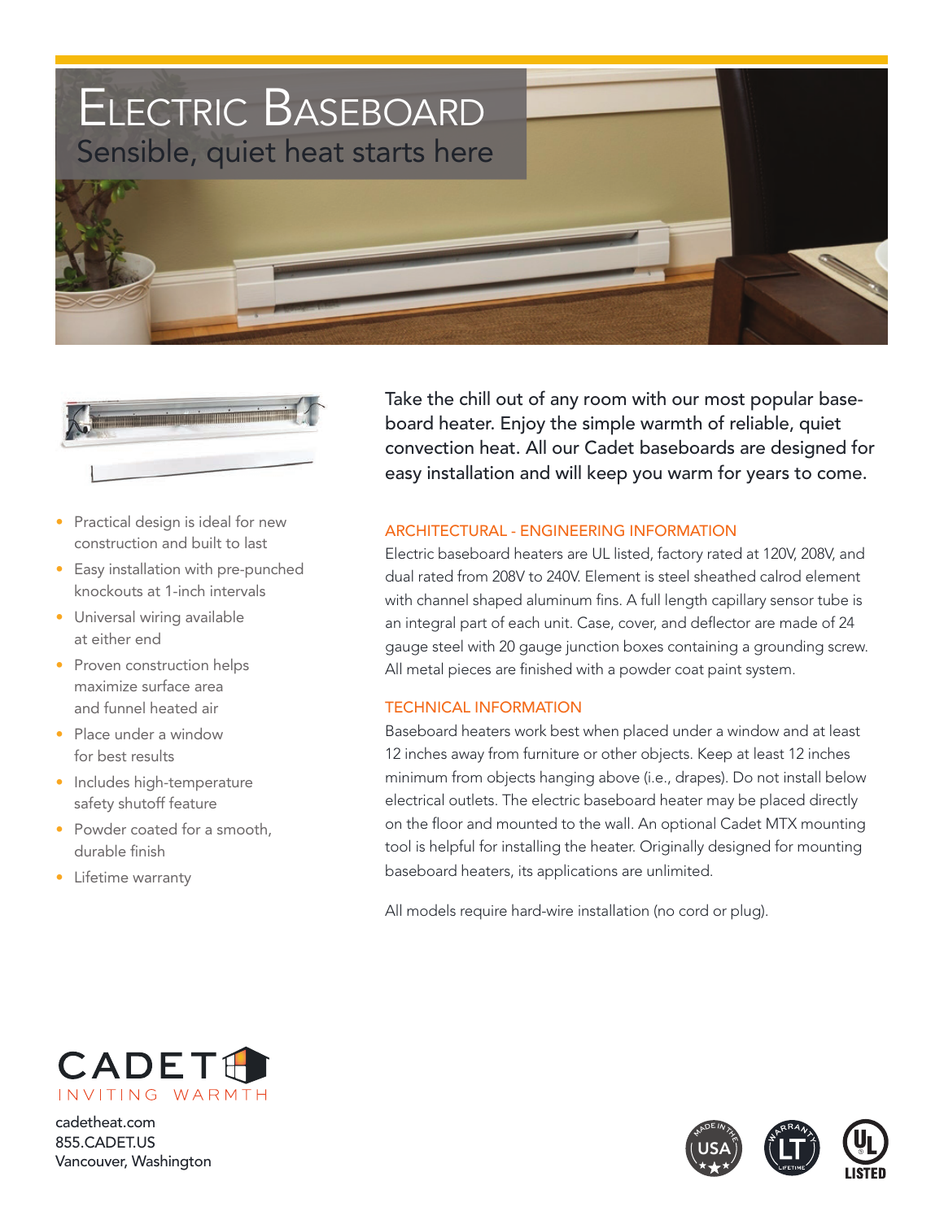# Electric Baseboard

## Sensible, quiet heat starts here

- Practical design is ideal for new construction and built to last
- Easy installation with pre-punched knockouts at 1-inch intervals
- Universal wiring available at either end
- Proven construction helps maximize surface area and funnel heated air
- Place under a window for best results
- Includes high-temperature safety shutoff feature
- Powder coated for a smooth, durable finish
- Lifetime warranty

Take the chill out of any room with our most popular baseboard heater. Enjoy the simple warmth of reliable, quiet convection heat. All our Cadet baseboards are designed for easy installation and will keep you warm for years to come.

### ARCHITECTURAL - ENGINEERING INFORMATION

Electric baseboard heaters are UL listed, factory rated at 120V, 208V, and dual rated from 208V to 240V. Element is steel sheathed calrod element with channel shaped aluminum fins. A full length capillary sensor tube is an integral part of each unit. Case, cover, and deflector are made of 24 gauge steel with 20 gauge junction boxes containing a grounding screw. All metal pieces are finished with a powder coat paint system.

### TECHNICAL INFORMATION

Baseboard heaters work best when placed under a window and at least 12 inches away from furniture or other objects. Keep at least 12 inches minimum from objects hanging above (i.e., drapes). Do not install below electrical outlets. The electric baseboard heater may be placed directly on the floor and mounted to the wall. An optional Cadet MTX mounting tool is helpful for installing the heater. Originally designed for mounting baseboard heaters, its applications are unlimited.

All models require hard-wire installation (no cord or plug).

CADET
INVITING WARMTH

cadetheat.com
855.CADET.US
Vancouver, Washington

MADE IN THE USA

WARRANTY LT LIFETIME

UL LISTED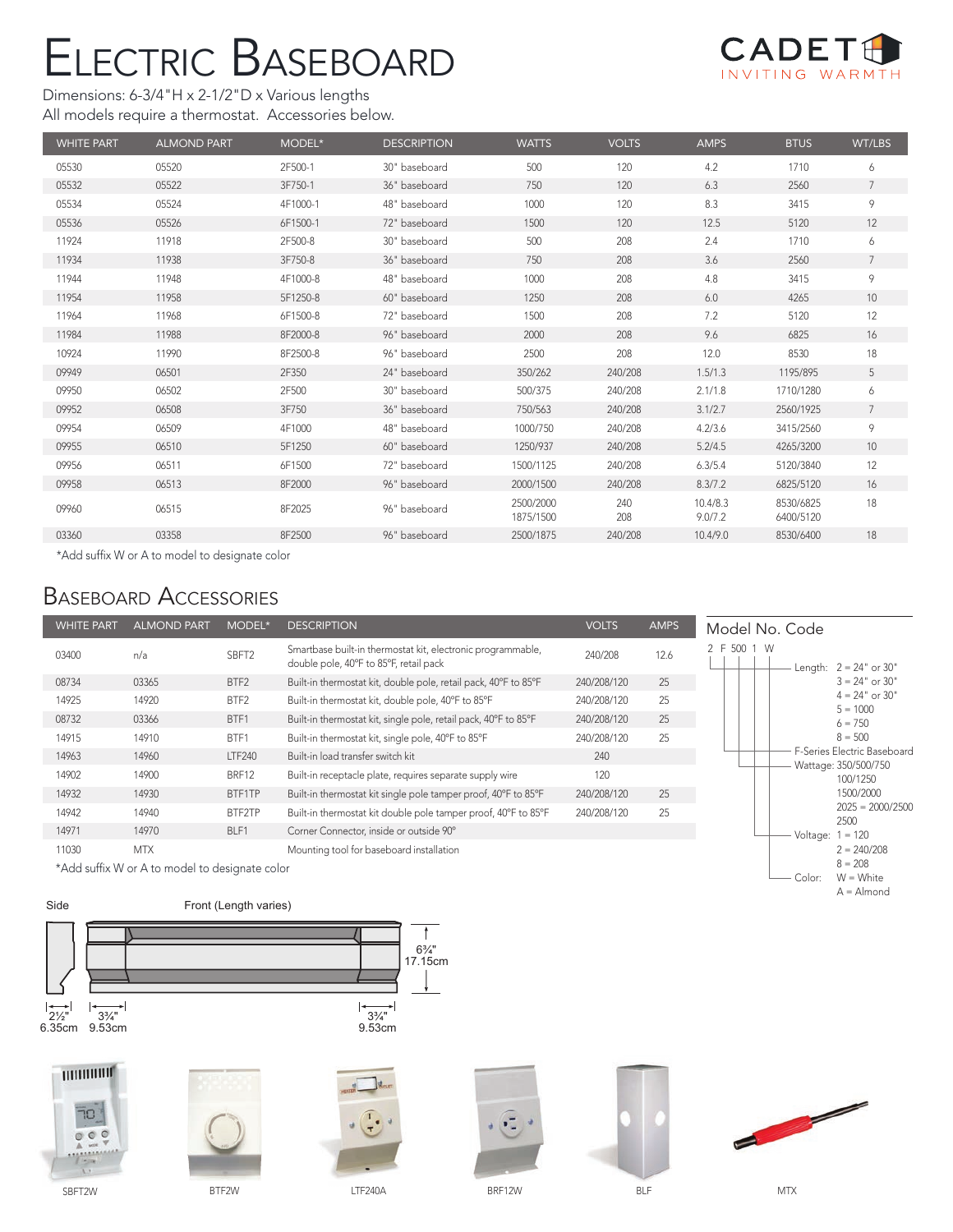# Electric Baseboard

CADET
INVITING WARMTH

Dimensions: 6-3/4"H x 2-1/2"D x Various lengths
All models require a thermostat. Accessories below.

| WHITE PART | ALMOND PART | MODEL* | DESCRIPTION | WATTS | VOLTS | AMPS | BTUS | WT/LBS |
|---|---|---|---|---|---|---|---|---|
| 05530 | 05520 | 2F500-1 | 30" baseboard | 500 | 120 | 4.2 | 1710 | 6 |
| 05532 | 05522 | 3F750-1 | 36" baseboard | 750 | 120 | 6.3 | 2560 | 7 |
| 05534 | 05524 | 4F1000-1 | 48" baseboard | 1000 | 120 | 8.3 | 3415 | 9 |
| 05536 | 05526 | 6F1500-1 | 72" baseboard | 1500 | 120 | 12.5 | 5120 | 12 |
| 11924 | 11918 | 2F500-8 | 30" baseboard | 500 | 208 | 2.4 | 1710 | 6 |
| 11934 | 11938 | 3F750-8 | 36" baseboard | 750 | 208 | 3.6 | 2560 | 7 |
| 11944 | 11948 | 4F1000-8 | 48" baseboard | 1000 | 208 | 4.8 | 3415 | 9 |
| 11954 | 11958 | 5F1250-8 | 60" baseboard | 1250 | 208 | 6.0 | 4265 | 10 |
| 11964 | 11968 | 6F1500-8 | 72" baseboard | 1500 | 208 | 7.2 | 5120 | 12 |
| 11984 | 11988 | 8F2000-8 | 96" baseboard | 2000 | 208 | 9.6 | 6825 | 16 |
| 10924 | 11990 | 8F2500-8 | 96" baseboard | 2500 | 208 | 12.0 | 8530 | 18 |
| 09949 | 06501 | 2F350 | 24" baseboard | 350/262 | 240/208 | 1.5/1.3 | 1195/895 | 5 |
| 09950 | 06502 | 2F500 | 30" baseboard | 500/375 | 240/208 | 2.1/1.8 | 1710/1280 | 6 |
| 09952 | 06508 | 3F750 | 36" baseboard | 750/563 | 240/208 | 3.1/2.7 | 2560/1925 | 7 |
| 09954 | 06509 | 4F1000 | 48" baseboard | 1000/750 | 240/208 | 4.2/3.6 | 3415/2560 | 9 |
| 09955 | 06510 | 5F1250 | 60" baseboard | 1250/937 | 240/208 | 5.2/4.5 | 4265/3200 | 10 |
| 09956 | 06511 | 6F1500 | 72" baseboard | 1500/1125 | 240/208 | 6.3/5.4 | 5120/3840 | 12 |
| 09958 | 06513 | 8F2000 | 96" baseboard | 2000/1500 | 240/208 | 8.3/7.2 | 6825/5120 | 16 |
| 09960 | 06515 | 8F2025 | 96" baseboard | 2500/2000 1875/1500 | 240 208 | 10.4/8.3 9.0/7.2 | 8530/6825 6400/5120 | 18 |
| 03360 | 03358 | 8F2500 | 96" baseboard | 2500/1875 | 240/208 | 10.4/9.0 | 8530/6400 | 18 |

*Add suffix W or A to model to designate color

## Baseboard Accessories

| WHITE PART | ALMOND PART | MODEL* | DESCRIPTION | VOLTS | AMPS |
|---|---|---|---|---|---|
| 03400 | n/a | SBFT2 | Smartbase built-in thermostat kit, electronic programmable, double pole, 40°F to 85°F, retail pack | 240/208 | 12.6 |
| 08734 | 03365 | BTF2 | Built-in thermostat kit, double pole, retail pack, 40°F to 85°F | 240/208/120 | 25 |
| 14925 | 14920 | BTF2 | Built-in thermostat kit, double pole, 40°F to 85°F | 240/208/120 | 25 |
| 08732 | 03366 | BTF1 | Built-in thermostat kit, single pole, retail pack, 40°F to 85°F | 240/208/120 | 25 |
| 14915 | 14910 | BTF1 | Built-in thermostat kit, single pole, 40°F to 85°F | 240/208/120 | 25 |
| 14963 | 14960 | LTF240 | Built-in load transfer switch kit | 240 | |
| 14902 | 14900 | BRF12 | Built-in receptacle plate, requires separate supply wire | 120 | |
| 14932 | 14930 | BTF1TP | Built-in thermostat kit single pole tamper proof, 40°F to 85°F | 240/208/120 | 25 |
| 14942 | 14940 | BTF2TP | Built-in thermostat kit double pole tamper proof, 40°F to 85°F | 240/208/120 | 25 |
| 14971 | 14970 | BLF1 | Corner Connector, inside or outside 90° | | |
| 11030 | MTX | | Mounting tool for baseboard installation | | |

*Add suffix W or A to model to designate color

### Model No. Code

2 F 500 1 W

- Length: 2 = 24" or 30"; 3 = 24" or 30"; 4 = 24" or 30"; 5 = 1000; 6 = 750; 8 = 500
- F-Series Electric Baseboard
- Wattage: 350/500/750; 100/1250; 1500/2000; 2025 = 2000/2500; 2500
- Voltage: 1 = 120; 2 = 240/208; 8 = 208
- Color: W = White; A = Almond

Side

Front (Length varies)

6¾"
17.15cm

2½"
6.35cm

3¾"
9.53cm

3¾"
9.53cm

SBFT2W

BTF2W

LTF240A

BRF12W

BLF

MTX